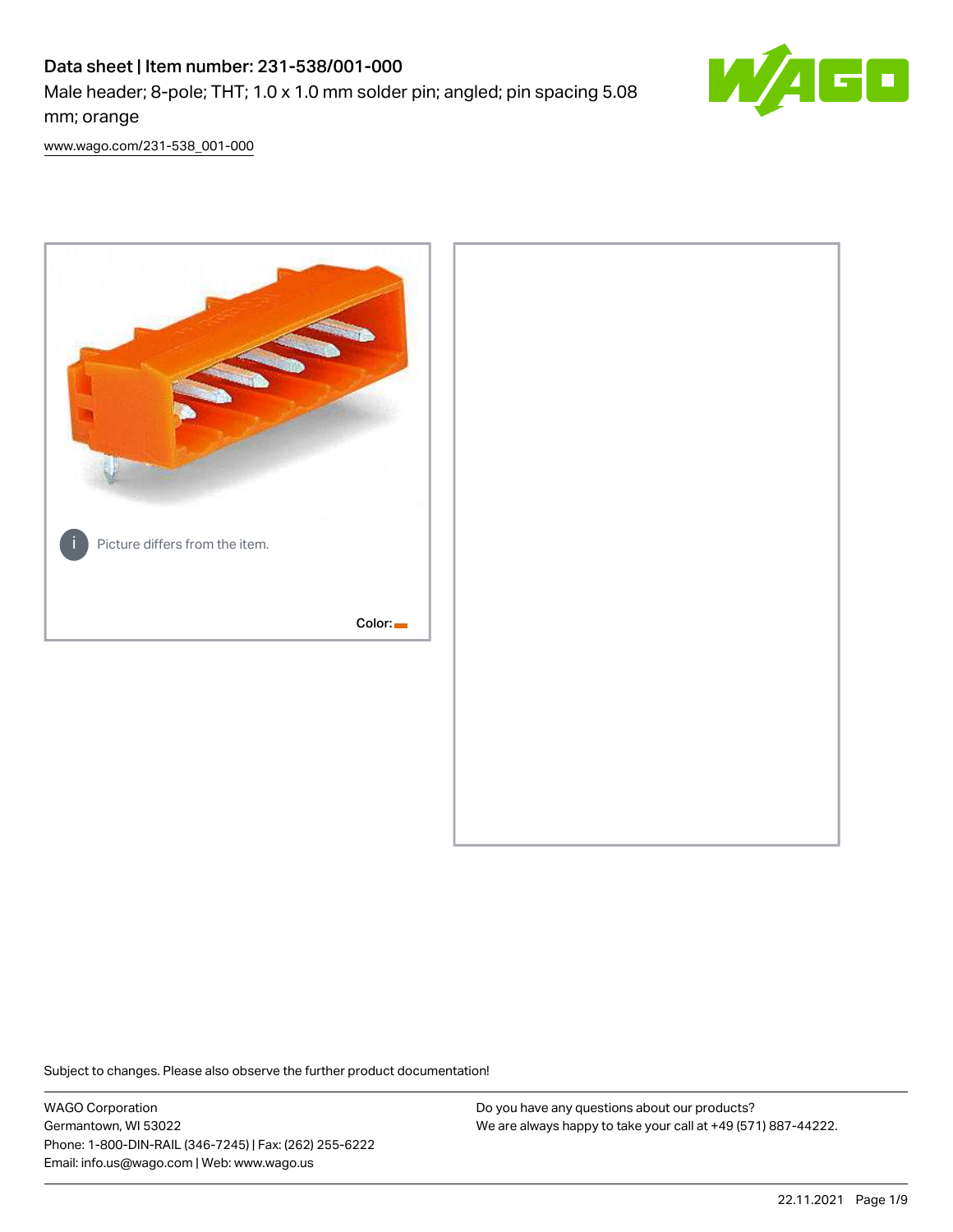# Data sheet | Item number: 231-538/001-000

Male header; 8-pole; THT; 1.0 x 1.0 mm solder pin; angled; pin spacing 5.08 mm; orange

www.wago.com/231-538_001-000

Picture differs from the item.

Color:

Subject to changes. Please also observe the further product documentation!

WAGO Corporation
Germantown, WI 53022
Phone: 1-800-DIN-RAIL (346-7245) | Fax: (262) 255-6222
Email: info.us@wago.com | Web: www.wago.us

Do you have any questions about our products?
We are always happy to take your call at +49 (571) 887-44222.

22.11.2021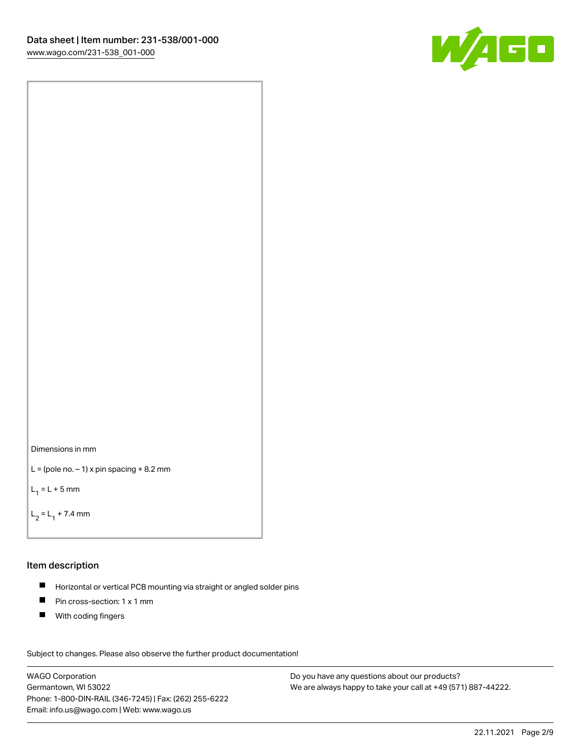Dimensions in mm

L = (pole no. – 1) x pin spacing + 8.2 mm

$L_1$ = L + 5 mm

$L_2$ = $L_1$ + 7.4 mm

## Item description

- Horizontal or vertical PCB mounting via straight or angled solder pins
- Pin cross-section: 1 x 1 mm
- With coding fingers

Subject to changes. Please also observe the further product documentation!

WAGO Corporation
Germantown, WI 53022
Phone: 1-800-DIN-RAIL (346-7245) | Fax: (262) 255-6222
Email: info.us@wago.com | Web: www.wago.us

Do you have any questions about our products?
We are always happy to take your call at +49 (571) 887-44222.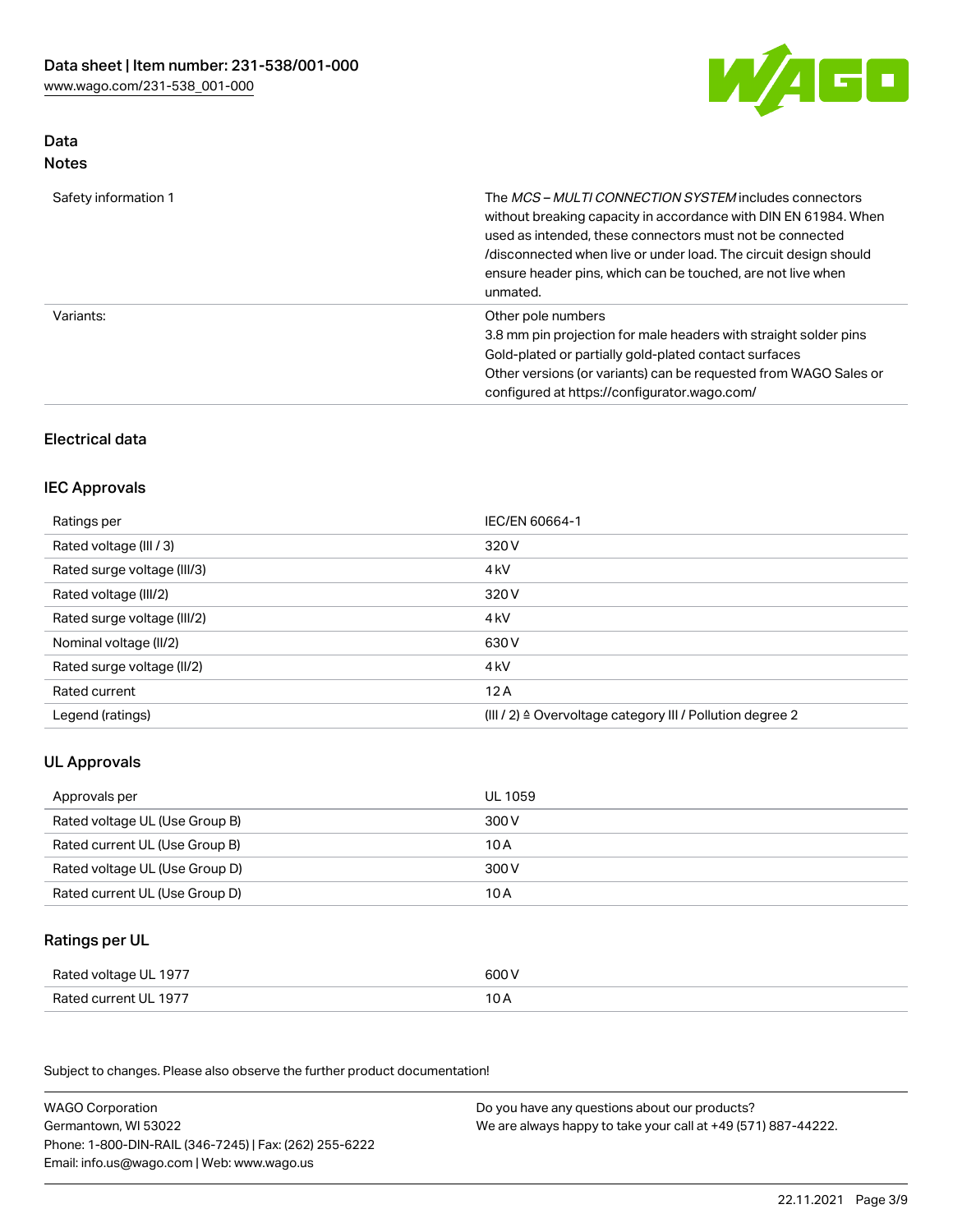## Data
### Notes

| | |
|---|---|
| Safety information 1 | The *MCS – MULTI CONNECTION SYSTEM* includes connectors without breaking capacity in accordance with DIN EN 61984. When used as intended, these connectors must not be connected /disconnected when live or under load. The circuit design should ensure header pins, which can be touched, are not live when unmated. |
| Variants: | Other pole numbers<br>3.8 mm pin projection for male headers with straight solder pins<br>Gold-plated or partially gold-plated contact surfaces<br>Other versions (or variants) can be requested from WAGO Sales or configured at https://configurator.wago.com/ |

### Electrical data

#### IEC Approvals

| | |
|---|---|
| Ratings per | IEC/EN 60664-1 |
| Rated voltage (III / 3) | 320 V |
| Rated surge voltage (III/3) | 4 kV |
| Rated voltage (III/2) | 320 V |
| Rated surge voltage (III/2) | 4 kV |
| Nominal voltage (II/2) | 630 V |
| Rated surge voltage (II/2) | 4 kV |
| Rated current | 12 A |
| Legend (ratings) | (III / 2) ≙ Overvoltage category III / Pollution degree 2 |

#### UL Approvals

| | |
|---|---|
| Approvals per | UL 1059 |
| Rated voltage UL (Use Group B) | 300 V |
| Rated current UL (Use Group B) | 10 A |
| Rated voltage UL (Use Group D) | 300 V |
| Rated current UL (Use Group D) | 10 A |

#### Ratings per UL

| | |
|---|---|
| Rated voltage UL 1977 | 600 V |
| Rated current UL 1977 | 10 A |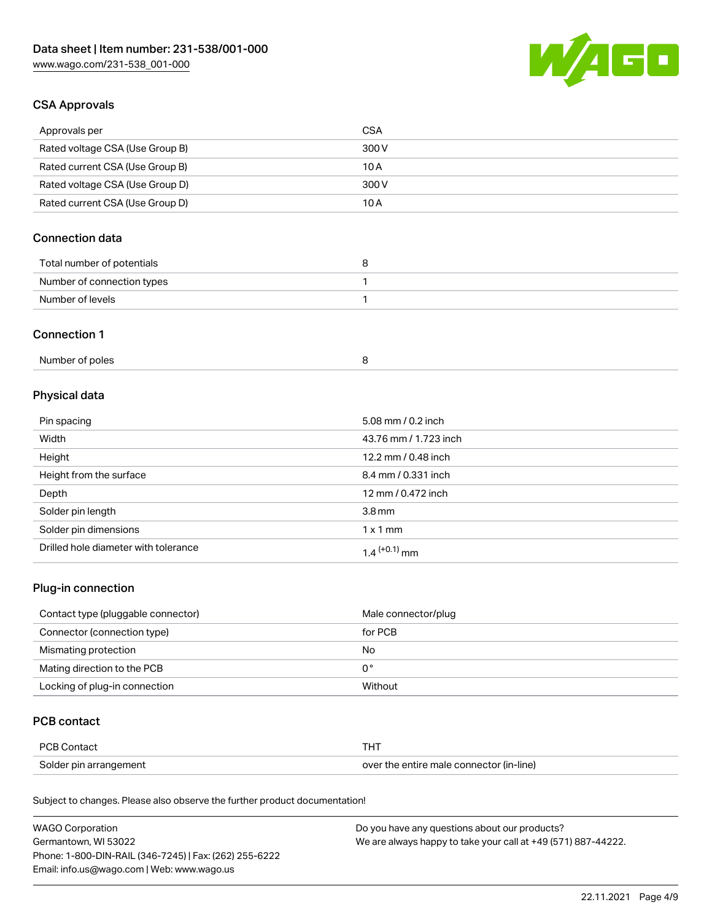## CSA Approvals

| | |
|---|---|
| Approvals per | CSA |
| Rated voltage CSA (Use Group B) | 300 V |
| Rated current CSA (Use Group B) | 10 A |
| Rated voltage CSA (Use Group D) | 300 V |
| Rated current CSA (Use Group D) | 10 A |

## Connection data

| | |
|---|---|
| Total number of potentials | 8 |
| Number of connection types | 1 |
| Number of levels | 1 |

## Connection 1

| | |
|---|---|
| Number of poles | 8 |

## Physical data

| | |
|---|---|
| Pin spacing | 5.08 mm / 0.2 inch |
| Width | 43.76 mm / 1.723 inch |
| Height | 12.2 mm / 0.48 inch |
| Height from the surface | 8.4 mm / 0.331 inch |
| Depth | 12 mm / 0.472 inch |
| Solder pin length | 3.8 mm |
| Solder pin dimensions | 1 x 1 mm |
| Drilled hole diameter with tolerance | $1.4^{(+0.1)}$ mm |

## Plug-in connection

| | |
|---|---|
| Contact type (pluggable connector) | Male connector/plug |
| Connector (connection type) | for PCB |
| Mismating protection | No |
| Mating direction to the PCB | 0 ° |
| Locking of plug-in connection | Without |

## PCB contact

| | |
|---|---|
| PCB Contact | THT |
| Solder pin arrangement | over the entire male connector (in-line) |

Subject to changes. Please also observe the further product documentation!

WAGO Corporation
Germantown, WI 53022
Phone: 1-800-DIN-RAIL (346-7245) | Fax: (262) 255-6222
Email: info.us@wago.com | Web: www.wago.us

Do you have any questions about our products?
We are always happy to take your call at +49 (571) 887-44222.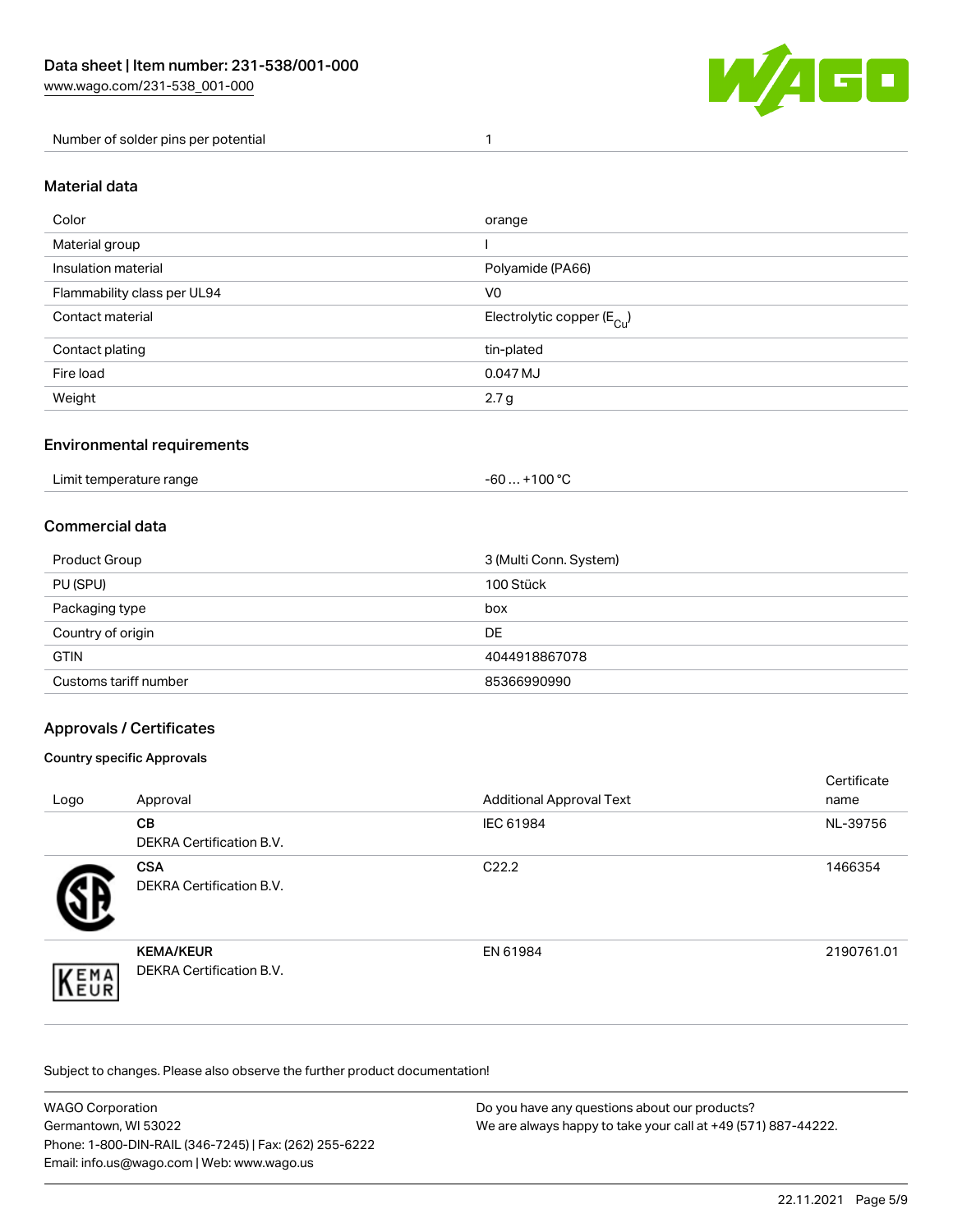| Number of solder pins per potential | 1 |
| --- | --- |

## Material data

| Color | orange |
| --- | --- |
| Material group | I |
| Insulation material | Polyamide (PA66) |
| Flammability class per UL94 | V0 |
| Contact material | Electrolytic copper ($E_{Cu}$) |
| Contact plating | tin-plated |
| Fire load | 0.047 MJ |
| Weight | 2.7 g |

## Environmental requirements

| Limit temperature range | -60 … +100 °C |
| --- | --- |

## Commercial data

| Product Group | 3 (Multi Conn. System) |
| --- | --- |
| PU (SPU) | 100 Stück |
| Packaging type | box |
| Country of origin | DE |
| GTIN | 4044918867078 |
| Customs tariff number | 85366990990 |

## Approvals / Certificates

### Country specific Approvals

| Logo | Approval | Additional Approval Text | Certificate name |
| --- | --- | --- | --- |
| | **CB**<br>DEKRA Certification B.V. | IEC 61984 | NL-39756 |
| | **CSA**<br>DEKRA Certification B.V. | C22.2 | 1466354 |
| | **KEMA/KEUR**<br>DEKRA Certification B.V. | EN 61984 | 2190761.01 |

Subject to changes. Please also observe the further product documentation!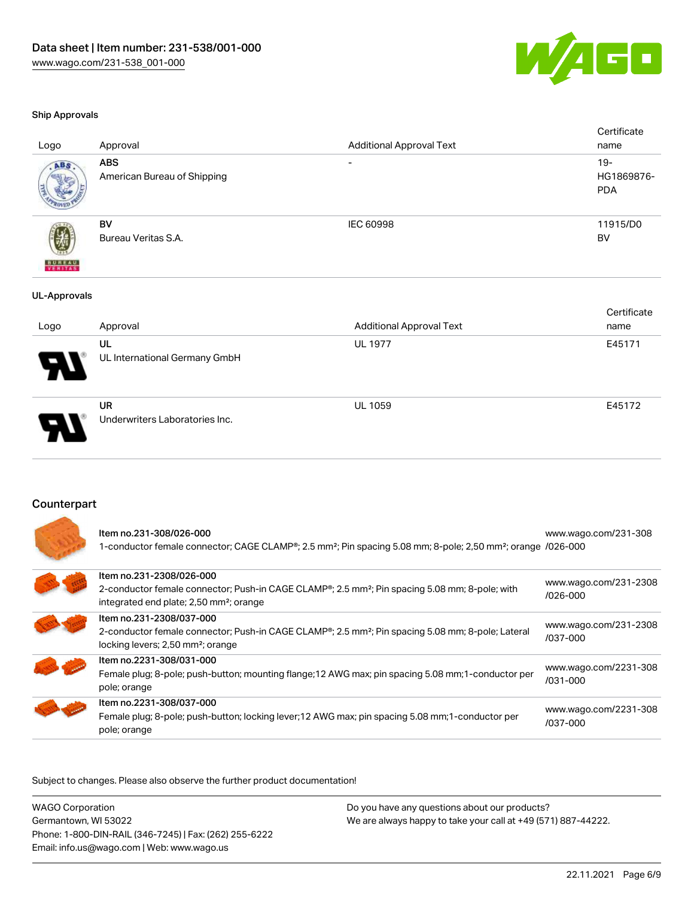## Ship Approvals

| Logo | Approval | Additional Approval Text | Certificate name |
| --- | --- | --- | --- |
| | **ABS** American Bureau of Shipping | - | 19-HG1869876-PDA |
| | **BV** Bureau Veritas S.A. | IEC 60998 | 11915/D0 BV |

## UL-Approvals

| Logo | Approval | Additional Approval Text | Certificate name |
| --- | --- | --- | --- |
| | **UL** UL International Germany GmbH | UL 1977 | E45171 |
| | **UR** Underwriters Laboratories Inc. | UL 1059 | E45172 |

## Counterpart

| | | |
| --- | --- | --- |
| | **Item no.231-308/026-000** 1-conductor female connector; CAGE CLAMP®; 2.5 mm²; Pin spacing 5.08 mm; 8-pole; 2,50 mm²; orange | www.wago.com/231-308/026-000 |
| | **Item no.231-2308/026-000** 2-conductor female connector; Push-in CAGE CLAMP®; 2.5 mm²; Pin spacing 5.08 mm; 8-pole; with integrated end plate; 2,50 mm²; orange | www.wago.com/231-2308/026-000 |
| | **Item no.231-2308/037-000** 2-conductor female connector; Push-in CAGE CLAMP®; 2.5 mm²; Pin spacing 5.08 mm; 8-pole; Lateral locking levers; 2,50 mm²; orange | www.wago.com/231-2308/037-000 |
| | **Item no.2231-308/031-000** Female plug; 8-pole; push-button; mounting flange;12 AWG max; pin spacing 5.08 mm;1-conductor per pole; orange | www.wago.com/2231-308/031-000 |
| | **Item no.2231-308/037-000** Female plug; 8-pole; push-button; locking lever;12 AWG max; pin spacing 5.08 mm;1-conductor per pole; orange | www.wago.com/2231-308/037-000 |

Subject to changes. Please also observe the further product documentation!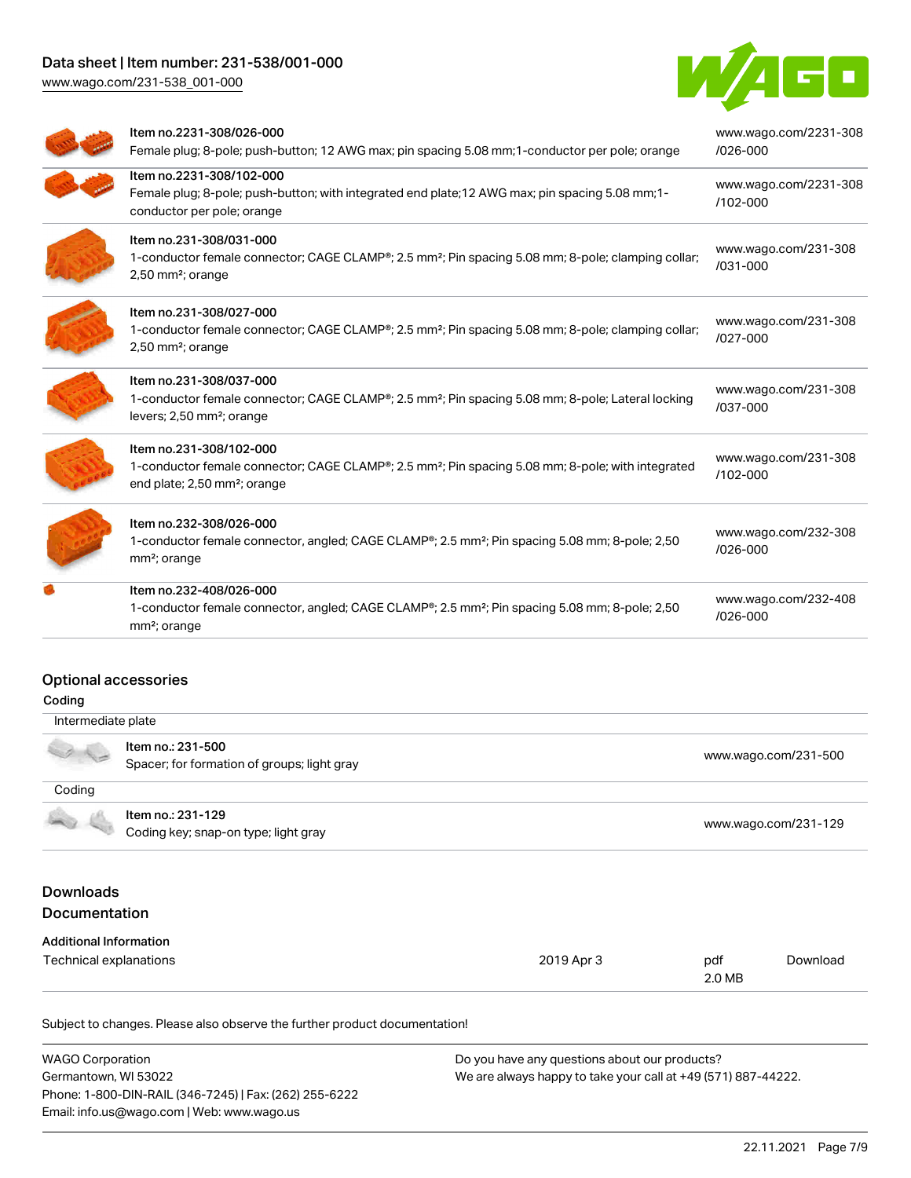| Item | URL |
| --- | --- |
| Item no.2231-308/026-000<br>Female plug; 8-pole; push-button; 12 AWG max; pin spacing 5.08 mm;1-conductor per pole; orange | www.wago.com/2231-308/026-000 |
| Item no.2231-308/102-000<br>Female plug; 8-pole; push-button; with integrated end plate;12 AWG max; pin spacing 5.08 mm;1-conductor per pole; orange | www.wago.com/2231-308/102-000 |
| Item no.231-308/031-000<br>1-conductor female connector; CAGE CLAMP®; 2.5 mm²; Pin spacing 5.08 mm; 8-pole; clamping collar; 2,50 mm²; orange | www.wago.com/231-308/031-000 |
| Item no.231-308/027-000<br>1-conductor female connector; CAGE CLAMP®; 2.5 mm²; Pin spacing 5.08 mm; 8-pole; clamping collar; 2,50 mm²; orange | www.wago.com/231-308/027-000 |
| Item no.231-308/037-000<br>1-conductor female connector; CAGE CLAMP®; 2.5 mm²; Pin spacing 5.08 mm; 8-pole; Lateral locking levers; 2,50 mm²; orange | www.wago.com/231-308/037-000 |
| Item no.231-308/102-000<br>1-conductor female connector; CAGE CLAMP®; 2.5 mm²; Pin spacing 5.08 mm; 8-pole; with integrated end plate; 2,50 mm²; orange | www.wago.com/231-308/102-000 |
| Item no.232-308/026-000<br>1-conductor female connector, angled; CAGE CLAMP®; 2.5 mm²; Pin spacing 5.08 mm; 8-pole; 2,50 mm²; orange | www.wago.com/232-308/026-000 |
| Item no.232-408/026-000<br>1-conductor female connector, angled; CAGE CLAMP®; 2.5 mm²; Pin spacing 5.08 mm; 8-pole; 2,50 mm²; orange | www.wago.com/232-408/026-000 |

## Optional accessories

### Coding

| Intermediate plate | |
| --- | --- |
| Item no.: 231-500<br>Spacer; for formation of groups; light gray | www.wago.com/231-500 |

| Coding | |
| --- | --- |
| Item no.: 231-129<br>Coding key; snap-on type; light gray | www.wago.com/231-129 |

## Downloads

## Documentation

**Additional Information**

| | | | |
| --- | --- | --- | --- |
| Technical explanations | 2019 Apr 3 | pdf<br>2.0 MB | Download |

Subject to changes. Please also observe the further product documentation!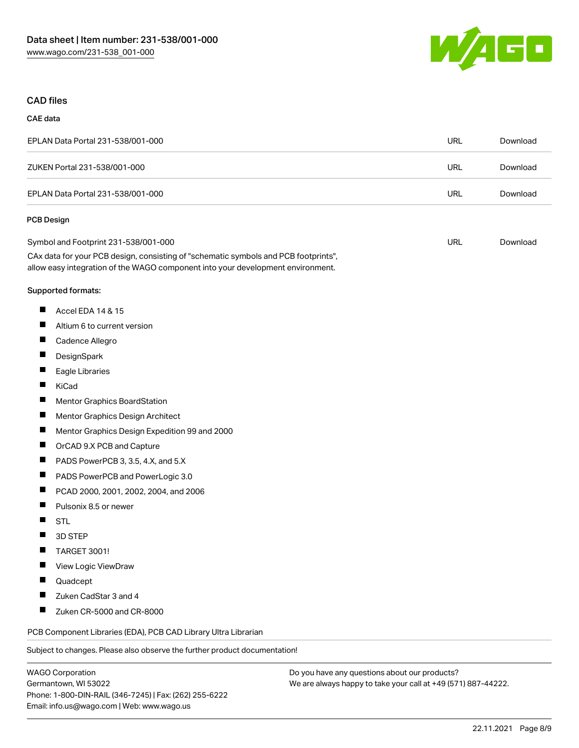## CAD files

### CAE data

| | | |
|---|---|---|
| EPLAN Data Portal 231-538/001-000 | URL | Download |
| ZUKEN Portal 231-538/001-000 | URL | Download |
| EPLAN Data Portal 231-538/001-000 | URL | Download |

### PCB Design

| | | |
|---|---|---|
| Symbol and Footprint 231-538/001-000 | URL | Download |

CAx data for your PCB design, consisting of "schematic symbols and PCB footprints", allow easy integration of the WAGO component into your development environment.

**Supported formats:**

- Accel EDA 14 & 15
- Altium 6 to current version
- Cadence Allegro
- DesignSpark
- Eagle Libraries
- KiCad
- Mentor Graphics BoardStation
- Mentor Graphics Design Architect
- Mentor Graphics Design Expedition 99 and 2000
- OrCAD 9.X PCB and Capture
- PADS PowerPCB 3, 3.5, 4.X, and 5.X
- PADS PowerPCB and PowerLogic 3.0
- PCAD 2000, 2001, 2002, 2004, and 2006
- Pulsonix 8.5 or newer
- STL
- 3D STEP
- TARGET 3001!
- View Logic ViewDraw
- Quadcept
- Zuken CadStar 3 and 4
- Zuken CR-5000 and CR-8000

PCB Component Libraries (EDA), PCB CAD Library Ultra Librarian

Subject to changes. Please also observe the further product documentation!

WAGO Corporation
Germantown, WI 53022
Phone: 1-800-DIN-RAIL (346-7245) | Fax: (262) 255-6222
Email: info.us@wago.com | Web: www.wago.us

Do you have any questions about our products?
We are always happy to take your call at +49 (571) 887-44222.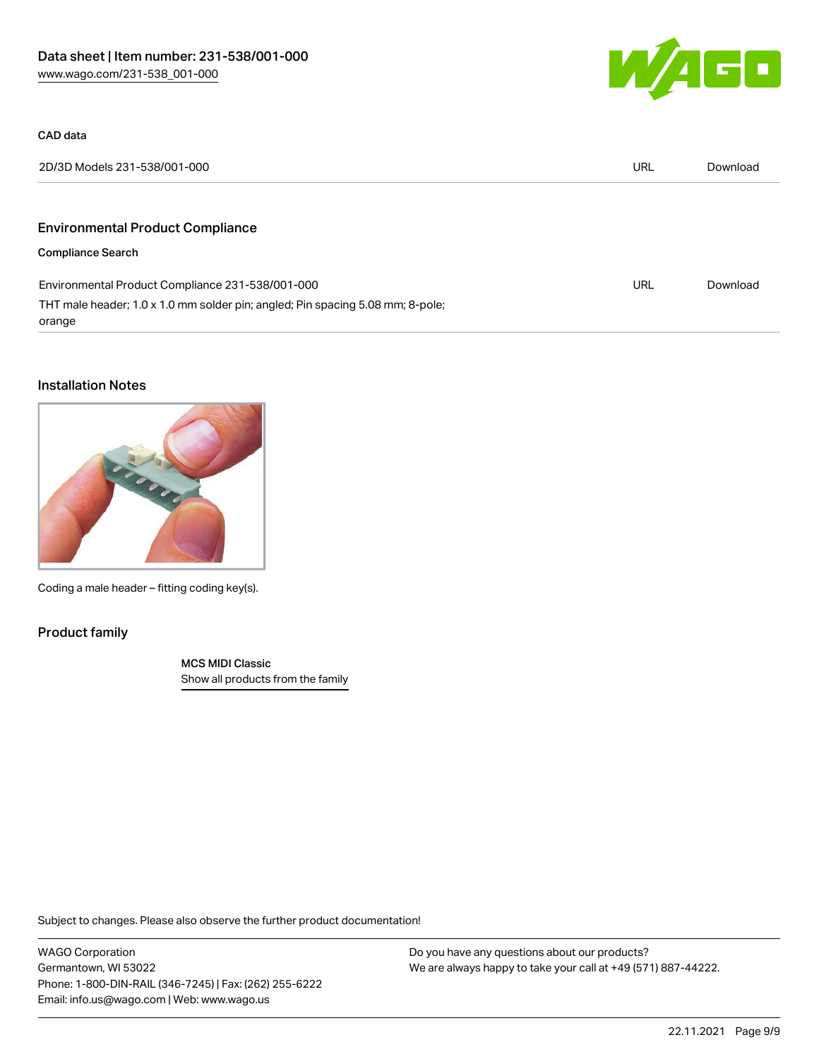### CAD data

| | | |
|---|---|---|
| 2D/3D Models 231-538/001-000 | URL | Download |

## Environmental Product Compliance

### Compliance Search

| | | |
|---|---|---|
| Environmental Product Compliance 231-538/001-000<br>THT male header; 1.0 x 1.0 mm solder pin; angled; Pin spacing 5.08 mm; 8-pole; orange | URL | Download |

## Installation Notes

Coding a male header – fitting coding key(s).

## Product family

MCS MIDI Classic
Show all products from the family

Subject to changes. Please also observe the further product documentation!

WAGO Corporation
Germantown, WI 53022
Phone: 1-800-DIN-RAIL (346-7245) | Fax: (262) 255-6222
Email: info.us@wago.com | Web: www.wago.us

Do you have any questions about our products?
We are always happy to take your call at +49 (571) 887-44222.